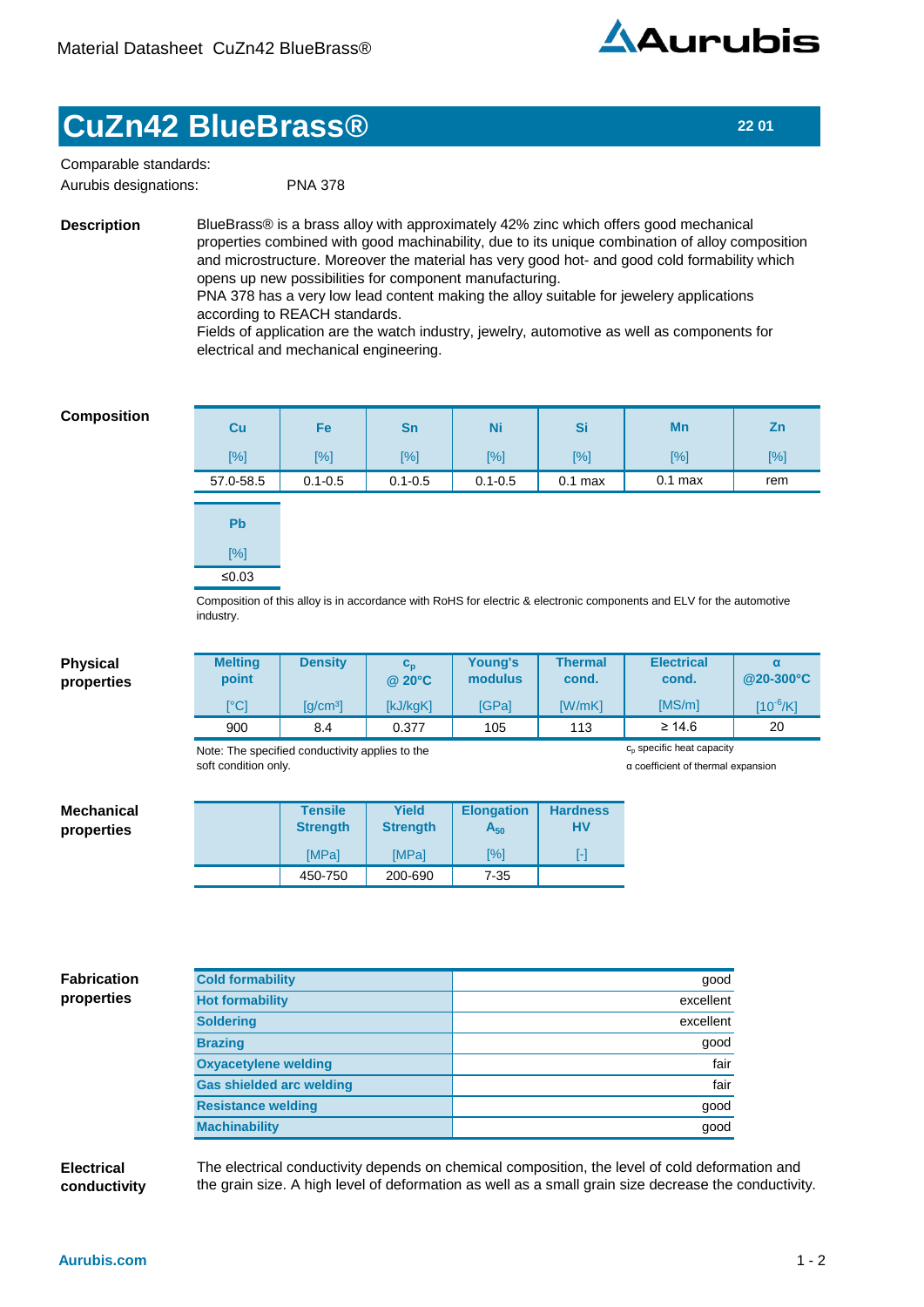Material Datasheet CuZn42 BlueBrass®

# CuZn42 BlueBrass®

22 01

Comparable standards:
Aurubis designations: PNA 378

**Description**

BlueBrass® is a brass alloy with approximately 42% zinc which offers good mechanical properties combined with good machinability, due to its unique combination of alloy composition and microstructure. Moreover the material has very good hot- and good cold formability which opens up new possibilities for component manufacturing.
PNA 378 has a very low lead content making the alloy suitable for jewelery applications according to REACH standards.
Fields of application are the watch industry, jewelry, automotive as well as components for electrical and mechanical engineering.

**Composition**

| Cu [%] | Fe [%] | Sn [%] | Ni [%] | Si [%] | Mn [%] | Zn [%] | Pb [%] |
|---|---|---|---|---|---|---|---|
| 57.0-58.5 | 0.1-0.5 | 0.1-0.5 | 0.1-0.5 | 0.1 max | 0.1 max | rem | ≤0.03 |

Composition of this alloy is in accordance with RoHS for electric & electronic components and ELV for the automotive industry.

**Physical properties**

| Melting point [°C] | Density [g/cm³] | $c_p$ @ 20°C [kJ/kgK] | Young's modulus [GPa] | Thermal cond. [W/mK] | Electrical cond. [MS/m] | α @20-300°C [$10^{-6}$/K] |
|---|---|---|---|---|---|---|
| 900 | 8.4 | 0.377 | 105 | 113 | ≥ 14.6 | 20 |

Note: The specified conductivity applies to the soft condition only.

$c_p$ specific heat capacity
α coefficient of thermal expansion

**Mechanical properties**

| | Tensile Strength [MPa] | Yield Strength [MPa] | Elongation $A_{50}$ [%] | Hardness HV [-] |
|---|---|---|---|---|
| | 450-750 | 200-690 | 7-35 | |

**Fabrication properties**

| Property | Rating |
|---|---|
| Cold formability | good |
| Hot formability | excellent |
| Soldering | excellent |
| Brazing | good |
| Oxyacetylene welding | fair |
| Gas shielded arc welding | fair |
| Resistance welding | good |
| Machinability | good |

**Electrical conductivity**

The electrical conductivity depends on chemical composition, the level of cold deformation and the grain size. A high level of deformation as well as a small grain size decrease the conductivity.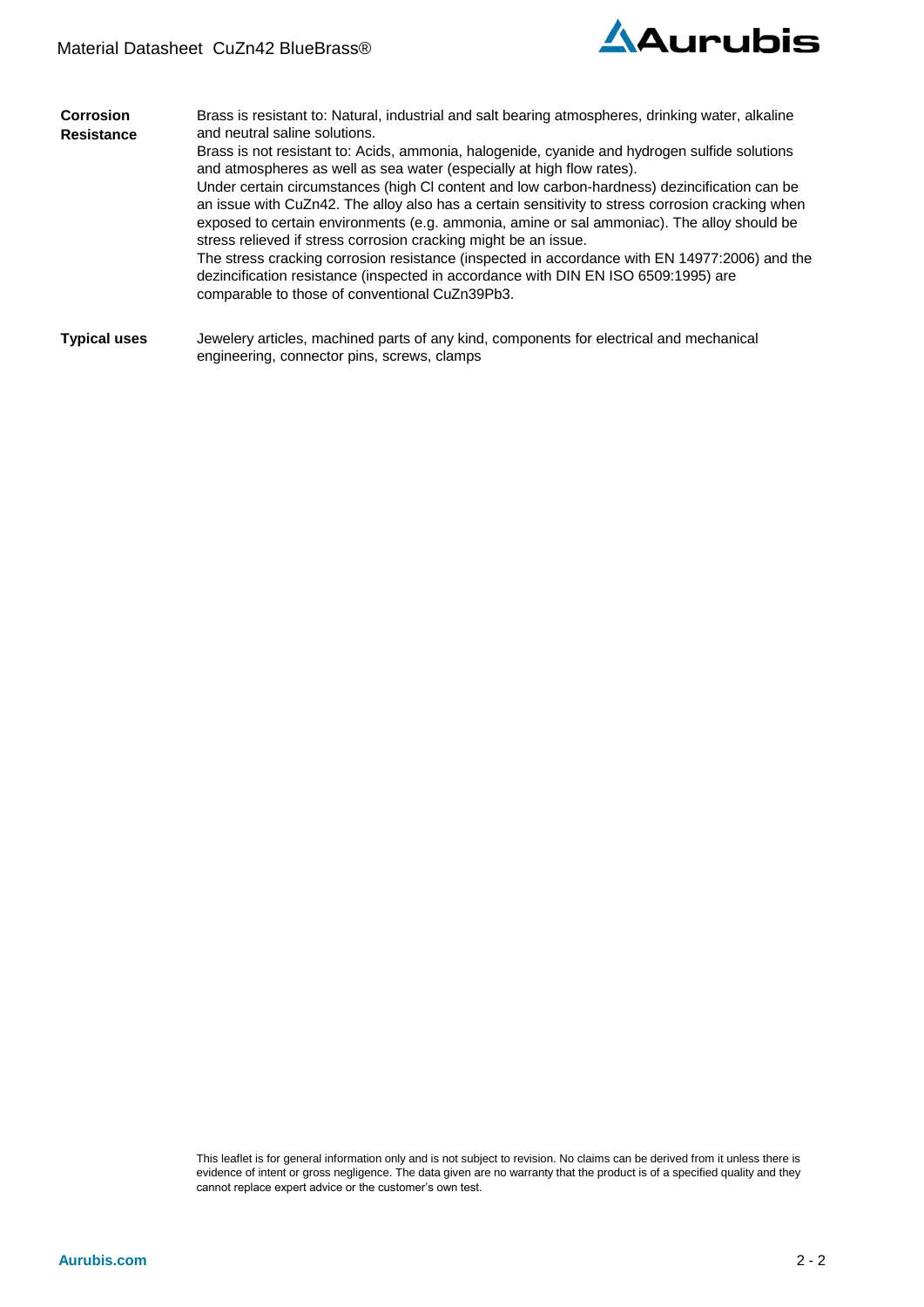**Corrosion Resistance**

Brass is resistant to: Natural, industrial and salt bearing atmospheres, drinking water, alkaline and neutral saline solutions.
Brass is not resistant to: Acids, ammonia, halogenide, cyanide and hydrogen sulfide solutions and atmospheres as well as sea water (especially at high flow rates).
Under certain circumstances (high Cl content and low carbon-hardness) dezincification can be an issue with CuZn42. The alloy also has a certain sensitivity to stress corrosion cracking when exposed to certain environments (e.g. ammonia, amine or sal ammoniac). The alloy should be stress relieved if stress corrosion cracking might be an issue.
The stress cracking corrosion resistance (inspected in accordance with EN 14977:2006) and the dezincification resistance (inspected in accordance with DIN EN ISO 6509:1995) are comparable to those of conventional CuZn39Pb3.

**Typical uses**

Jewelery articles, machined parts of any kind, components for electrical and mechanical engineering, connector pins, screws, clamps

This leaflet is for general information only and is not subject to revision. No claims can be derived from it unless there is evidence of intent or gross negligence. The data given are no warranty that the product is of a specified quality and they cannot replace expert advice or the customer's own test.